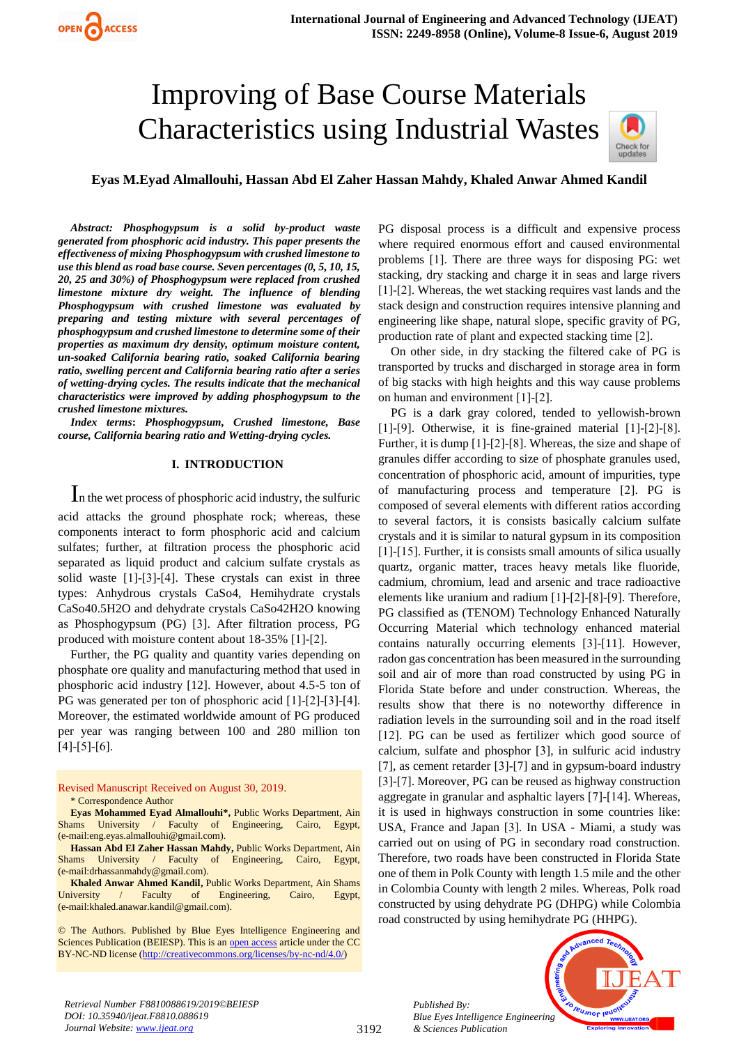# Improving of Base Course Materials Characteristics using Industrial Wastes

**Eyas M.Eyad Almallouhi, Hassan Abd El Zaher Hassan Mahdy, Khaled Anwar Ahmed Kandil**

***Abstract: Phosphogypsum is a solid by-product waste generated from phosphoric acid industry. This paper presents the effectiveness of mixing Phosphogypsum with crushed limestone to use this blend as road base course. Seven percentages (0, 5, 10, 15, 20, 25 and 30%) of Phosphogypsum were replaced from crushed limestone mixture dry weight. The influence of blending Phosphogypsum with crushed limestone was evaluated by preparing and testing mixture with several percentages of phosphogypsum and crushed limestone to determine some of their properties as maximum dry density, optimum moisture content, un-soaked California bearing ratio, soaked California bearing ratio, swelling percent and California bearing ratio after a series of wetting-drying cycles. The results indicate that the mechanical characteristics were improved by adding phosphogypsum to the crushed limestone mixtures.***

***Index terms: Phosphogypsum, Crushed limestone, Base course, California bearing ratio and Wetting-drying cycles.***

## I. INTRODUCTION

In the wet process of phosphoric acid industry, the sulfuric acid attacks the ground phosphate rock; whereas, these components interact to form phosphoric acid and calcium sulfates; further, at filtration process the phosphoric acid separated as liquid product and calcium sulfate crystals as solid waste [1]-[3]-[4]. These crystals can exist in three types: Anhydrous crystals $CaSo_4$, Hemihydrate crystals $CaSo_4 0.5H_2O$ and dehydrate crystals $CaSo_4 2H_2O$ knowing as Phosphogypsum (PG) [3]. After filtration process, PG produced with moisture content about 18-35% [1]-[2].

Further, the PG quality and quantity varies depending on phosphate ore quality and manufacturing method that used in phosphoric acid industry [12]. However, about 4.5-5 ton of PG was generated per ton of phosphoric acid [1]-[2]-[3]-[4]. Moreover, the estimated worldwide amount of PG produced per year was ranging between 100 and 280 million ton [4]-[5]-[6].

Revised Manuscript Received on August 30, 2019.

\* Correspondence Author

**Eyas Mohammed Eyad Almallouhi\*,** Public Works Department, Ain Shams University / Faculty of Engineering, Cairo, Egypt, (e-mail:eng.eyas.almallouhi@gmail.com).

**Hassan Abd El Zaher Hassan Mahdy,** Public Works Department, Ain Shams University / Faculty of Engineering, Cairo, Egypt, (e-mail:drhassanmahdy@gmail.com).

**Khaled Anwar Ahmed Kandil,** Public Works Department, Ain Shams University / Faculty of Engineering, Cairo, Egypt, (e-mail:khaled.anawar.kandil@gmail.com).

© The Authors. Published by Blue Eyes Intelligence Engineering and Sciences Publication (BEIESP). This is an open access article under the CC BY-NC-ND license (http://creativecommons.org/licenses/by-nc-nd/4.0/)

PG disposal process is a difficult and expensive process where required enormous effort and caused environmental problems [1]. There are three ways for disposing PG: wet stacking, dry stacking and charge it in seas and large rivers [1]-[2]. Whereas, the wet stacking requires vast lands and the stack design and construction requires intensive planning and engineering like shape, natural slope, specific gravity of PG, production rate of plant and expected stacking time [2].

On other side, in dry stacking the filtered cake of PG is transported by trucks and discharged in storage area in form of big stacks with high heights and this way cause problems on human and environment [1]-[2].

PG is a dark gray colored, tended to yellowish-brown [1]-[9]. Otherwise, it is fine-grained material [1]-[2]-[8]. Further, it is dump [1]-[2]-[8]. Whereas, the size and shape of granules differ according to size of phosphate granules used, concentration of phosphoric acid, amount of impurities, type of manufacturing process and temperature [2]. PG is composed of several elements with different ratios according to several factors, it is consists basically calcium sulfate crystals and it is similar to natural gypsum in its composition [1]-[15]. Further, it is consists small amounts of silica usually quartz, organic matter, traces heavy metals like fluoride, cadmium, chromium, lead and arsenic and trace radioactive elements like uranium and radium [1]-[2]-[8]-[9]. Therefore, PG classified as (TENOM) Technology Enhanced Naturally Occurring Material which technology enhanced material contains naturally occurring elements [3]-[11]. However, radon gas concentration has been measured in the surrounding soil and air of more than road constructed by using PG in Florida State before and under construction. Whereas, the results show that there is no noteworthy difference in radiation levels in the surrounding soil and in the road itself [12]. PG can be used as fertilizer which good source of calcium, sulfate and phosphor [3], in sulfuric acid industry [7], as cement retarder [3]-[7] and in gypsum-board industry [3]-[7]. Moreover, PG can be reused as highway construction aggregate in granular and asphaltic layers [7]-[14]. Whereas, it is used in highways construction in some countries like: USA, France and Japan [3]. In USA - Miami, a study was carried out on using of PG in secondary road construction. Therefore, two roads have been constructed in Florida State one of them in Polk County with length 1.5 mile and the other in Colombia County with length 2 miles. Whereas, Polk road constructed by using dehydrate PG (DHPG) while Colombia road constructed by using hemihydrate PG (HHPG).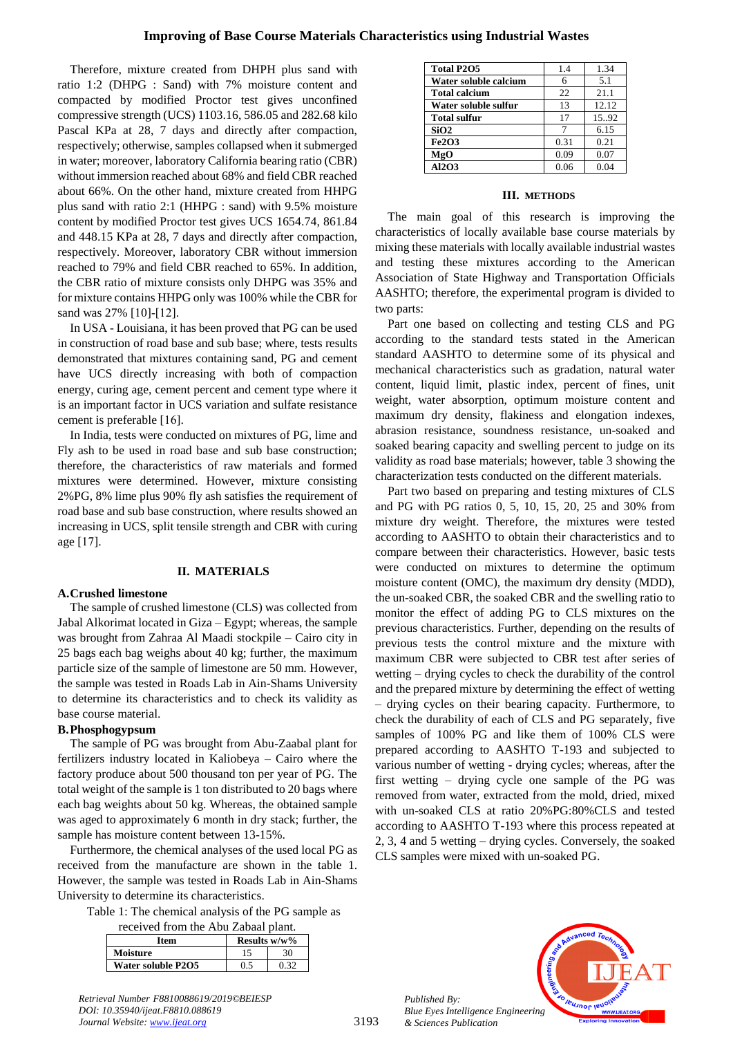Therefore, mixture created from DHPH plus sand with ratio 1:2 (DHPG : Sand) with 7% moisture content and compacted by modified Proctor test gives unconfined compressive strength (UCS) 1103.16, 586.05 and 282.68 kilo Pascal KPa at 28, 7 days and directly after compaction, respectively; otherwise, samples collapsed when it submerged in water; moreover, laboratory California bearing ratio (CBR) without immersion reached about 68% and field CBR reached about 66%. On the other hand, mixture created from HHPG plus sand with ratio 2:1 (HHPG : sand) with 9.5% moisture content by modified Proctor test gives UCS 1654.74, 861.84 and 448.15 KPa at 28, 7 days and directly after compaction, respectively. Moreover, laboratory CBR without immersion reached to 79% and field CBR reached to 65%. In addition, the CBR ratio of mixture consists only DHPG was 35% and for mixture contains HHPG only was 100% while the CBR for sand was 27% [10]-[12].

In USA - Louisiana, it has been proved that PG can be used in construction of road base and sub base; where, tests results demonstrated that mixtures containing sand, PG and cement have UCS directly increasing with both of compaction energy, curing age, cement percent and cement type where it is an important factor in UCS variation and sulfate resistance cement is preferable [16].

In India, tests were conducted on mixtures of PG, lime and Fly ash to be used in road base and sub base construction; therefore, the characteristics of raw materials and formed mixtures were determined. However, mixture consisting 2%PG, 8% lime plus 90% fly ash satisfies the requirement of road base and sub base construction, where results showed an increasing in UCS, split tensile strength and CBR with curing age [17].

## II. MATERIALS

### A. Crushed limestone

The sample of crushed limestone (CLS) was collected from Jabal Alkorimat located in Giza – Egypt; whereas, the sample was brought from Zahraa Al Maadi stockpile – Cairo city in 25 bags each bag weighs about 40 kg; further, the maximum particle size of the sample of limestone are 50 mm. However, the sample was tested in Roads Lab in Ain-Shams University to determine its characteristics and to check its validity as base course material.

### B. Phosphogypsum

The sample of PG was brought from Abu-Zaabal plant for fertilizers industry located in Kaliobeya – Cairo where the factory produce about 500 thousand ton per year of PG. The total weight of the sample is 1 ton distributed to 20 bags where each bag weights about 50 kg. Whereas, the obtained sample was aged to approximately 6 month in dry stack; further, the sample has moisture content between 13-15%.

Furthermore, the chemical analyses of the used local PG as received from the manufacture are shown in the table 1. However, the sample was tested in Roads Lab in Ain-Shams University to determine its characteristics.

Table 1: The chemical analysis of the PG sample as received from the Abu Zabaal plant.

| Item | Results w/w% | |
|---|---|---|
| **Moisture** | 15 | 30 |
| **Water soluble P2O5** | 0.5 | 0.32 |
| **Total P2O5** | 1.4 | 1.34 |
| **Water soluble calcium** | 6 | 5.1 |
| **Total calcium** | 22 | 21.1 |
| **Water soluble sulfur** | 13 | 12.12 |
| **Total sulfur** | 17 | 15..92 |
| **SiO2** | 7 | 6.15 |
| **Fe2O3** | 0.31 | 0.21 |
| **MgO** | 0.09 | 0.07 |
| **Al2O3** | 0.06 | 0.04 |

## III. METHODS

The main goal of this research is improving the characteristics of locally available base course materials by mixing these materials with locally available industrial wastes and testing these mixtures according to the American Association of State Highway and Transportation Officials AASHTO; therefore, the experimental program is divided to two parts:

Part one based on collecting and testing CLS and PG according to the standard tests stated in the American standard AASHTO to determine some of its physical and mechanical characteristics such as gradation, natural water content, liquid limit, plastic index, percent of fines, unit weight, water absorption, optimum moisture content and maximum dry density, flakiness and elongation indexes, abrasion resistance, soundness resistance, un-soaked and soaked bearing capacity and swelling percent to judge on its validity as road base materials; however, table 3 showing the characterization tests conducted on the different materials.

Part two based on preparing and testing mixtures of CLS and PG with PG ratios 0, 5, 10, 15, 20, 25 and 30% from mixture dry weight. Therefore, the mixtures were tested according to AASHTO to obtain their characteristics and to compare between their characteristics. However, basic tests were conducted on mixtures to determine the optimum moisture content (OMC), the maximum dry density (MDD), the un-soaked CBR, the soaked CBR and the swelling ratio to monitor the effect of adding PG to CLS mixtures on the previous characteristics. Further, depending on the results of previous tests the control mixture and the mixture with maximum CBR were subjected to CBR test after series of wetting – drying cycles to check the durability of the control and the prepared mixture by determining the effect of wetting – drying cycles on their bearing capacity. Furthermore, to check the durability of each of CLS and PG separately, five samples of 100% PG and like them of 100% CLS were prepared according to AASHTO T-193 and subjected to various number of wetting - drying cycles; whereas, after the first wetting – drying cycle one sample of the PG was removed from water, extracted from the mold, dried, mixed with un-soaked CLS at ratio 20%PG:80%CLS and tested according to AASHTO T-193 where this process repeated at 2, 3, 4 and 5 wetting – drying cycles. Conversely, the soaked CLS samples were mixed with un-soaked PG.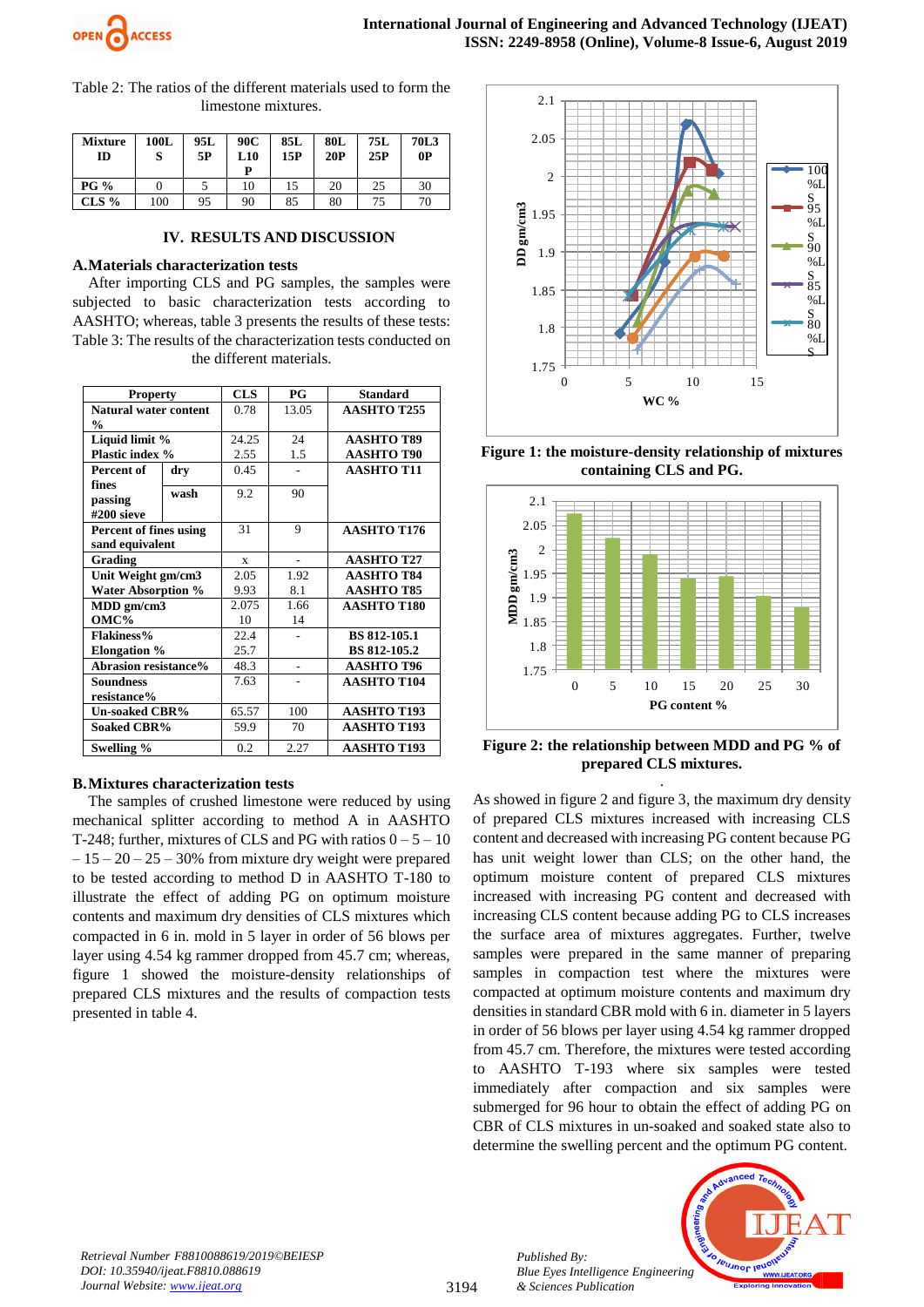Table 2: The ratios of the different materials used to form the limestone mixtures.

| Mixture ID | 100LS | 95L5P | 90CL10P | 85L15P | 80L20P | 75L25P | 70L30P |
|---|---|---|---|---|---|---|---|
| PG % | 0 | 5 | 10 | 15 | 20 | 25 | 30 |
| CLS % | 100 | 95 | 90 | 85 | 80 | 75 | 70 |

## IV. RESULTS AND DISCUSSION

### A. Materials characterization tests

After importing CLS and PG samples, the samples were subjected to basic characterization tests according to AASHTO; whereas, table 3 presents the results of these tests:

Table 3: The results of the characterization tests conducted on the different materials.

| Property | | CLS | PG | Standard |
|---|---|---|---|---|
| Natural water content % | | 0.78 | 13.05 | AASHTO T255 |
| Liquid limit % | | 24.25 | 24 | AASHTO T89 |
| Plastic index % | | 2.55 | 1.5 | AASHTO T90 |
| Percent of fines passing #200 sieve | dry | 0.45 | - | AASHTO T11 |
| | wash | 9.2 | 90 | |
| Percent of fines using sand equivalent | | 31 | 9 | AASHTO T176 |
| Grading | | x | - | AASHTO T27 |
| Unit Weight gm/cm3 | | 2.05 | 1.92 | AASHTO T84 |
| Water Absorption % | | 9.93 | 8.1 | AASHTO T85 |
| MDD gm/cm3 | | 2.075 | 1.66 | AASHTO T180 |
| OMC% | | 10 | 14 | |
| Flakiness% | | 22.4 | - | BS 812-105.1 |
| Elongation % | | 25.7 | | BS 812-105.2 |
| Abrasion resistance% | | 48.3 | - | AASHTO T96 |
| Soundness resistance% | | 7.63 | - | AASHTO T104 |
| Un-soaked CBR% | | 65.57 | 100 | AASHTO T193 |
| Soaked CBR% | | 59.9 | 70 | AASHTO T193 |
| Swelling % | | 0.2 | 2.27 | AASHTO T193 |

### B. Mixtures characterization tests

The samples of crushed limestone were reduced by using mechanical splitter according to method A in AASHTO T-248; further, mixtures of CLS and PG with ratios 0 – 5 – 10 – 15 – 20 – 25 – 30% from mixture dry weight were prepared to be tested according to method D in AASHTO T-180 to illustrate the effect of adding PG on optimum moisture contents and maximum dry densities of CLS mixtures which compacted in 6 in. mold in 5 layer in order of 56 blows per layer using 4.54 kg rammer dropped from 45.7 cm; whereas, figure 1 showed the moisture-density relationships of prepared CLS mixtures and the results of compaction tests presented in table 4.

**Figure 1: the moisture-density relationship of mixtures containing CLS and PG.**

**Figure 2: the relationship between MDD and PG % of prepared CLS mixtures.**

As showed in figure 2 and figure 3, the maximum dry density of prepared CLS mixtures increased with increasing CLS content and decreased with increasing PG content because PG has unit weight lower than CLS; on the other hand, the optimum moisture content of prepared CLS mixtures increased with increasing PG content and decreased with increasing CLS content because adding PG to CLS increases the surface area of mixtures aggregates. Further, twelve samples were prepared in the same manner of preparing samples in compaction test where the mixtures were compacted at optimum moisture contents and maximum dry densities in standard CBR mold with 6 in. diameter in 5 layers in order of 56 blows per layer using 4.54 kg rammer dropped from 45.7 cm. Therefore, the mixtures were tested according to AASHTO T-193 where six samples were tested immediately after compaction and six samples were submerged for 96 hour to obtain the effect of adding PG on CBR of CLS mixtures in un-soaked and soaked state also to determine the swelling percent and the optimum PG content.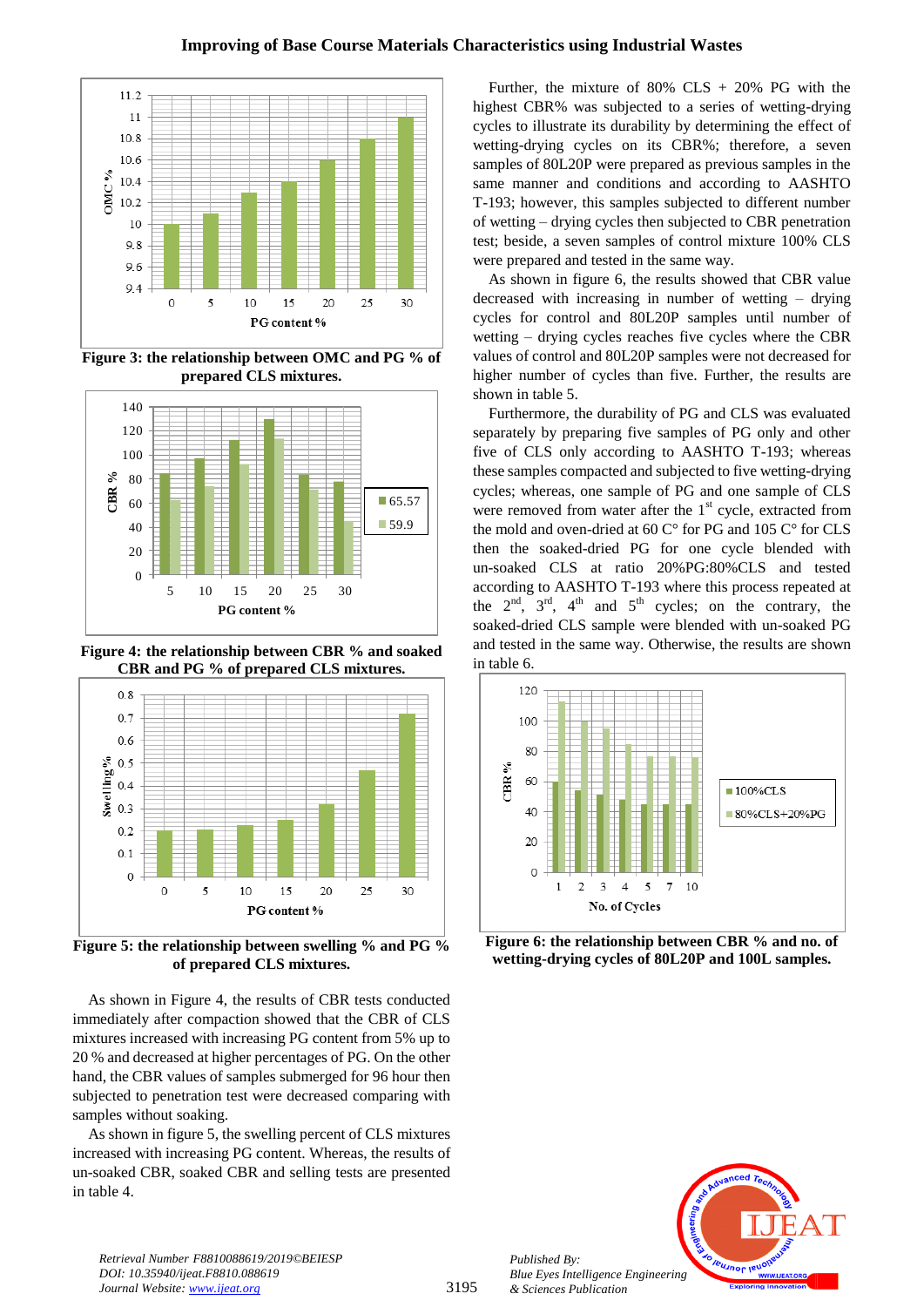Figure 3: the relationship between OMC and PG % of prepared CLS mixtures.

Figure 4: the relationship between CBR % and soaked CBR and PG % of prepared CLS mixtures.

Figure 5: the relationship between swelling % and PG % of prepared CLS mixtures.

As shown in Figure 4, the results of CBR tests conducted immediately after compaction showed that the CBR of CLS mixtures increased with increasing PG content from 5% up to 20 % and decreased at higher percentages of PG. On the other hand, the CBR values of samples submerged for 96 hour then subjected to penetration test were decreased comparing with samples without soaking.

As shown in figure 5, the swelling percent of CLS mixtures increased with increasing PG content. Whereas, the results of un-soaked CBR, soaked CBR and selling tests are presented in table 4.

Further, the mixture of 80% CLS + 20% PG with the highest CBR% was subjected to a series of wetting-drying cycles to illustrate its durability by determining the effect of wetting-drying cycles on its CBR%; therefore, a seven samples of 80L20P were prepared as previous samples in the same manner and conditions and according to AASHTO T-193; however, this samples subjected to different number of wetting – drying cycles then subjected to CBR penetration test; beside, a seven samples of control mixture 100% CLS were prepared and tested in the same way.

As shown in figure 6, the results showed that CBR value decreased with increasing in number of wetting – drying cycles for control and 80L20P samples until number of wetting – drying cycles reaches five cycles where the CBR values of control and 80L20P samples were not decreased for higher number of cycles than five. Further, the results are shown in table 5.

Furthermore, the durability of PG and CLS was evaluated separately by preparing five samples of PG only and other five of CLS only according to AASHTO T-193; whereas these samples compacted and subjected to five wetting-drying cycles; whereas, one sample of PG and one sample of CLS were removed from water after the 1st cycle, extracted from the mold and oven-dried at 60 C° for PG and 105 C° for CLS then the soaked-dried PG for one cycle blended with un-soaked CLS at ratio 20%PG:80%CLS and tested according to AASHTO T-193 where this process repeated at the 2nd, 3rd, 4th and 5th cycles; on the contrary, the soaked-dried CLS sample were blended with un-soaked PG and tested in the same way. Otherwise, the results are shown in table 6.

Figure 6: the relationship between CBR % and no. of wetting-drying cycles of 80L20P and 100L samples.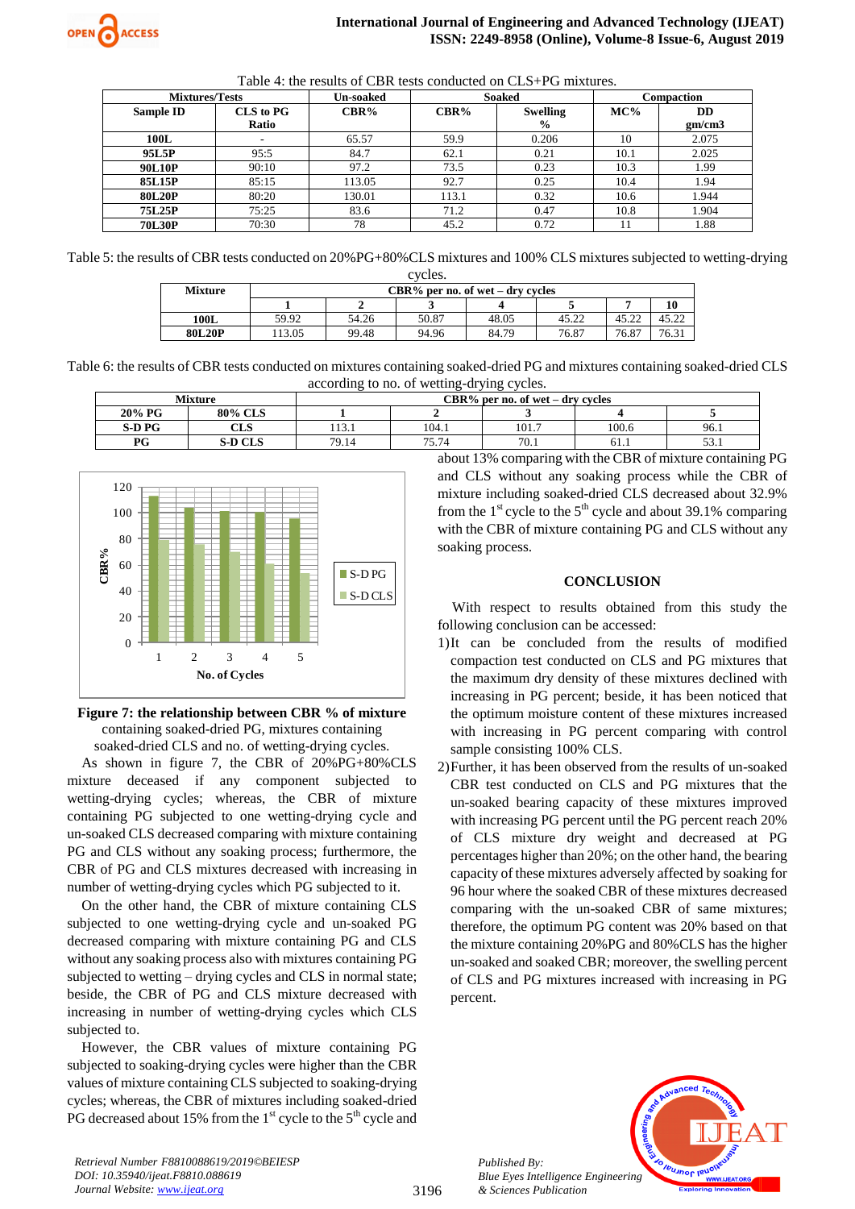Table 4: the results of CBR tests conducted on CLS+PG mixtures.

| Mixtures/Tests | | Un-soaked | Soaked | | Compaction | |
|---|---|---|---|---|---|---|
| Sample ID | CLS to PG Ratio | CBR% | CBR% | Swelling % | MC% | DD gm/cm3 |
| 100L | - | 65.57 | 59.9 | 0.206 | 10 | 2.075 |
| 95L5P | 95:5 | 84.7 | 62.1 | 0.21 | 10.1 | 2.025 |
| 90L10P | 90:10 | 97.2 | 73.5 | 0.23 | 10.3 | 1.99 |
| 85L15P | 85:15 | 113.05 | 92.7 | 0.25 | 10.4 | 1.94 |
| 80L20P | 80:20 | 130.01 | 113.1 | 0.32 | 10.6 | 1.944 |
| 75L25P | 75:25 | 83.6 | 71.2 | 0.47 | 10.8 | 1.904 |
| 70L30P | 70:30 | 78 | 45.2 | 0.72 | 11 | 1.88 |

Table 5: the results of CBR tests conducted on 20%PG+80%CLS mixtures and 100% CLS mixtures subjected to wetting-drying cycles.

| Mixture | CBR% per no. of wet – dry cycles | | | | | | |
|---|---|---|---|---|---|---|---|
| | 1 | 2 | 3 | 4 | 5 | 7 | 10 |
| 100L | 59.92 | 54.26 | 50.87 | 48.05 | 45.22 | 45.22 | 45.22 |
| 80L20P | 113.05 | 99.48 | 94.96 | 84.79 | 76.87 | 76.87 | 76.31 |

Table 6: the results of CBR tests conducted on mixtures containing soaked-dried PG and mixtures containing soaked-dried CLS according to no. of wetting-drying cycles.

| Mixture | | CBR% per no. of wet – dry cycles | | | | |
|---|---|---|---|---|---|---|
| 20% PG | 80% CLS | 1 | 2 | 3 | 4 | 5 |
| S-D PG | CLS | 113.1 | 104.1 | 101.7 | 100.6 | 96.1 |
| PG | S-D CLS | 79.14 | 75.74 | 70.1 | 61.1 | 53.1 |

**Figure 7: the relationship between CBR % of mixture** containing soaked-dried PG, mixtures containing soaked-dried CLS and no. of wetting-drying cycles.

As shown in figure 7, the CBR of 20%PG+80%CLS mixture deceased if any component subjected to wetting-drying cycles; whereas, the CBR of mixture containing PG subjected to one wetting-drying cycle and un-soaked CLS decreased comparing with mixture containing PG and CLS without any soaking process; furthermore, the CBR of PG and CLS mixtures decreased with increasing in number of wetting-drying cycles which PG subjected to it.

On the other hand, the CBR of mixture containing CLS subjected to one wetting-drying cycle and un-soaked PG decreased comparing with mixture containing PG and CLS without any soaking process also with mixtures containing PG subjected to wetting – drying cycles and CLS in normal state; beside, the CBR of PG and CLS mixture decreased with increasing in number of wetting-drying cycles which CLS subjected to.

However, the CBR values of mixture containing PG subjected to soaking-drying cycles were higher than the CBR values of mixture containing CLS subjected to soaking-drying cycles; whereas, the CBR of mixtures including soaked-dried PG decreased about 15% from the 1st cycle to the 5th cycle and about 13% comparing with the CBR of mixture containing PG and CLS without any soaking process while the CBR of mixture including soaked-dried CLS decreased about 32.9% from the 1st cycle to the 5th cycle and about 39.1% comparing with the CBR of mixture containing PG and CLS without any soaking process.

## CONCLUSION

With respect to results obtained from this study the following conclusion can be accessed:

1) It can be concluded from the results of modified compaction test conducted on CLS and PG mixtures that the maximum dry density of these mixtures declined with increasing in PG percent; beside, it has been noticed that the optimum moisture content of these mixtures increased with increasing in PG percent comparing with control sample consisting 100% CLS.
2) Further, it has been observed from the results of un-soaked CBR test conducted on CLS and PG mixtures that the un-soaked bearing capacity of these mixtures improved with increasing PG percent until the PG percent reach 20% of CLS mixture dry weight and decreased at PG percentages higher than 20%; on the other hand, the bearing capacity of these mixtures adversely affected by soaking for 96 hour where the soaked CBR of these mixtures decreased comparing with the un-soaked CBR of same mixtures; therefore, the optimum PG content was 20% based on that the mixture containing 20%PG and 80%CLS has the higher un-soaked and soaked CBR; moreover, the swelling percent of CLS and PG mixtures increased with increasing in PG percent.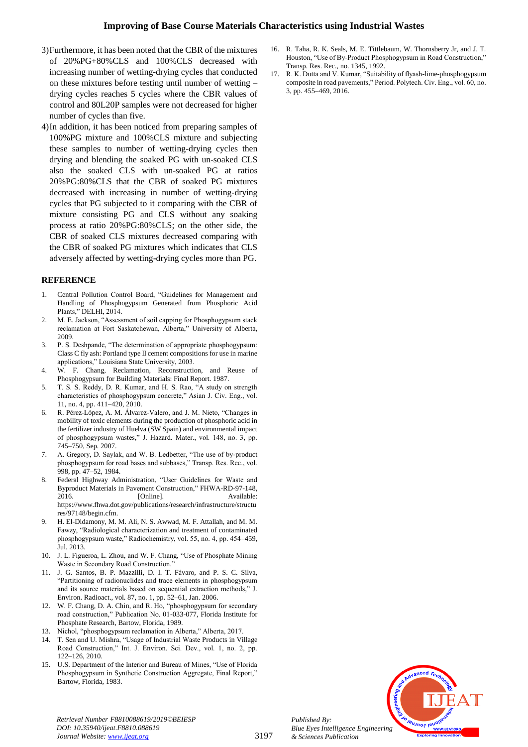3) Furthermore, it has been noted that the CBR of the mixtures of 20%PG+80%CLS and 100%CLS decreased with increasing number of wetting-drying cycles that conducted on these mixtures before testing until number of wetting – drying cycles reaches 5 cycles where the CBR values of control and 80L20P samples were not decreased for higher number of cycles than five.

4) In addition, it has been noticed from preparing samples of 100%PG mixture and 100%CLS mixture and subjecting these samples to number of wetting-drying cycles then drying and blending the soaked PG with un-soaked CLS also the soaked CLS with un-soaked PG at ratios 20%PG:80%CLS that the CBR of soaked PG mixtures decreased with increasing in number of wetting-drying cycles that PG subjected to it comparing with the CBR of mixture consisting PG and CLS without any soaking process at ratio 20%PG:80%CLS; on the other side, the CBR of soaked CLS mixtures decreased comparing with the CBR of soaked PG mixtures which indicates that CLS adversely affected by wetting-drying cycles more than PG.

## REFERENCE

1. Central Pollution Control Board, "Guidelines for Management and Handling of Phosphogypsum Generated from Phosphoric Acid Plants," DELHI, 2014.
2. M. E. Jackson, "Assessment of soil capping for Phosphogypsum stack reclamation at Fort Saskatchewan, Alberta," University of Alberta, 2009.
3. P. S. Deshpande, "The determination of appropriate phosphogypsum: Class C fly ash: Portland type II cement compositions for use in marine applications," Louisiana State University, 2003.
4. W. F. Chang, Reclamation, Reconstruction, and Reuse of Phosphogypsum for Building Materials: Final Report. 1987.
5. T. S. S. Reddy, D. R. Kumar, and H. S. Rao, "A study on strength characteristics of phosphogypsum concrete," Asian J. Civ. Eng., vol. 11, no. 4, pp. 411–420, 2010.
6. R. Pérez-López, A. M. Álvarez-Valero, and J. M. Nieto, "Changes in mobility of toxic elements during the production of phosphoric acid in the fertilizer industry of Huelva (SW Spain) and environmental impact of phosphogypsum wastes," J. Hazard. Mater., vol. 148, no. 3, pp. 745–750, Sep. 2007.
7. A. Gregory, D. Saylak, and W. B. Ledbetter, "The use of by-product phosphogypsum for road bases and subbases," Transp. Res. Rec., vol. 998, pp. 47–52, 1984.
8. Federal Highway Administration, "User Guidelines for Waste and Byproduct Materials in Pavement Construction," FHWA-RD-97-148, 2016. [Online]. Available: https://www.fhwa.dot.gov/publications/research/infrastructure/structures/97148/begin.cfm.
9. H. El-Didamony, M. M. Ali, N. S. Awwad, M. F. Attallah, and M. M. Fawzy, "Radiological characterization and treatment of contaminated phosphogypsum waste," Radiochemistry, vol. 55, no. 4, pp. 454–459, Jul. 2013.
10. J. L. Figueroa, L. Zhou, and W. F. Chang, "Use of Phosphate Mining Waste in Secondary Road Construction."
11. J. G. Santos, B. P. Mazzilli, D. I. T. Fávaro, and P. S. C. Silva, "Partitioning of radionuclides and trace elements in phosphogypsum and its source materials based on sequential extraction methods," J. Environ. Radioact., vol. 87, no. 1, pp. 52–61, Jan. 2006.
12. W. F. Chang, D. A. Chin, and R. Ho, "phosphogypsum for secondary road construction," Publication No. 01-033-077, Florida Institute for Phosphate Research, Bartow, Florida, 1989.
13. Nichol, "phosphogypsum reclamation in Alberta," Alberta, 2017.
14. T. Sen and U. Mishra, "Usage of Industrial Waste Products in Village Road Construction," Int. J. Environ. Sci. Dev., vol. 1, no. 2, pp. 122–126, 2010.
15. U.S. Department of the Interior and Bureau of Mines, "Use of Florida Phosphogypsum in Synthetic Construction Aggregate, Final Report," Bartow, Florida, 1983.
16. R. Taha, R. K. Seals, M. E. Tittlebaum, W. Thornsberry Jr, and J. T. Houston, "Use of By-Product Phosphogypsum in Road Construction," Transp. Res. Rec., no. 1345, 1992.
17. R. K. Dutta and V. Kumar, "Suitability of flyash-lime-phosphogypsum composite in road pavements," Period. Polytech. Civ. Eng., vol. 60, no. 3, pp. 455–469, 2016.